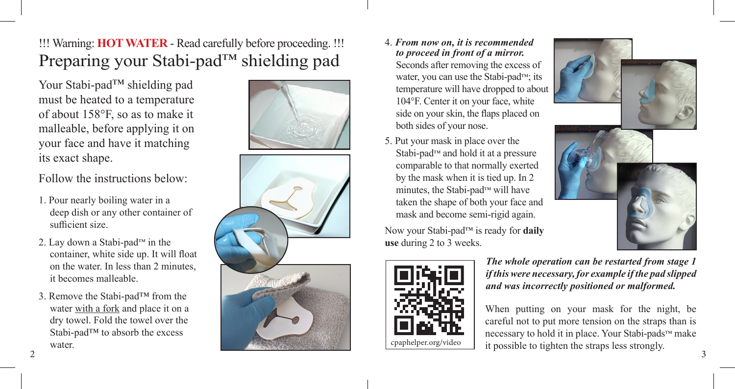!!! Warning: **HOT WATER** - Read carefully before proceeding. !!!

# Preparing your Stabi-pad™ shielding pad

Your Stabi-pad™ shielding pad must be heated to a temperature of about 158°F, so as to make it malleable, before applying it on your face and have it matching its exact shape.

Follow the instructions below:

1. Pour nearly boiling water in a deep dish or any other container of sufficient size.
2. Lay down a Stabi-pad™ in the container, white side up. It will float on the water. In less than 2 minutes, it becomes malleable.
3. Remove the Stabi-pad™ from the water with a fork and place it on a dry towel. Fold the towel over the Stabi-pad™ to absorb the excess water.
4. ***From now on, it is recommended to proceed in front of a mirror.*** Seconds after removing the excess of water, you can use the Stabi-pad™; its temperature will have dropped to about 104°F. Center it on your face, white side on your skin, the flaps placed on both sides of your nose.
5. Put your mask in place over the Stabi-pad™ and hold it at a pressure comparable to that normally exerted by the mask when it is tied up. In 2 minutes, the Stabi-pad™ will have taken the shape of both your face and mask and become semi-rigid again.

Now your Stabi-pad™ is ready for **daily use** during 2 to 3 weeks.

cpaphelper.org/video

***The whole operation can be restarted from stage 1 if this were necessary, for example if the pad slipped and was incorrectly positioned or malformed.***

When putting on your mask for the night, be careful not to put more tension on the straps than is necessary to hold it in place. Your Stabi-pads™ make it possible to tighten the straps less strongly.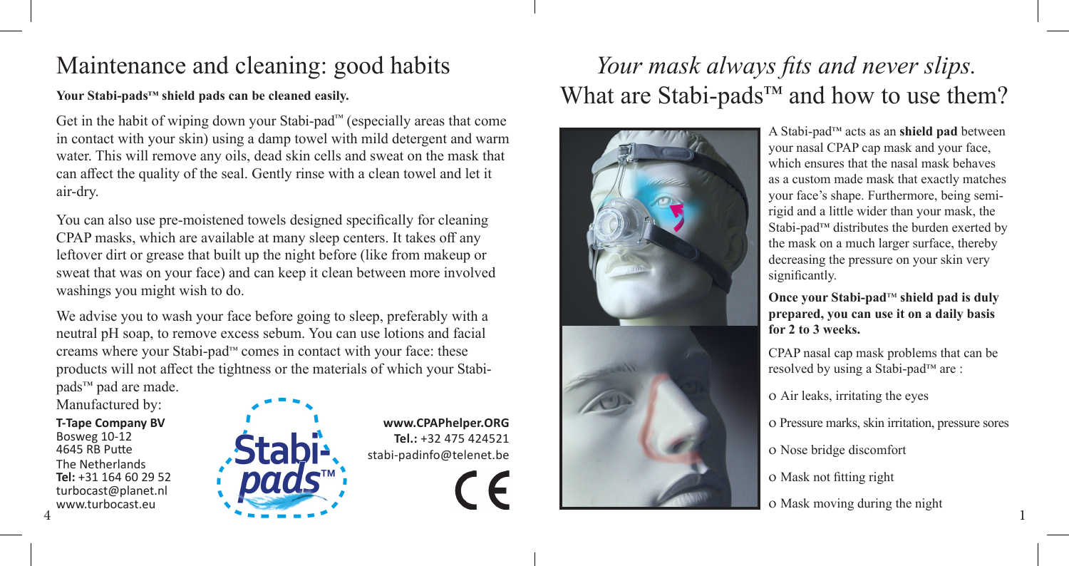## Maintenance and cleaning: good habits

**Your Stabi-pads™ shield pads can be cleaned easily.**

Get in the habit of wiping down your Stabi-pad™ (especially areas that come in contact with your skin) using a damp towel with mild detergent and warm water. This will remove any oils, dead skin cells and sweat on the mask that can affect the quality of the seal. Gently rinse with a clean towel and let it air-dry.

You can also use pre-moistened towels designed specifically for cleaning CPAP masks, which are available at many sleep centers. It takes off any leftover dirt or grease that built up the night before (like from makeup or sweat that was on your face) and can keep it clean between more involved washings you might wish to do.

We advise you to wash your face before going to sleep, preferably with a neutral pH soap, to remove excess sebum. You can use lotions and facial creams where your Stabi-pad™ comes in contact with your face: these products will not affect the tightness or the materials of which your Stabi-pads™ pad are made.

Manufactured by:

**T-Tape Company BV**
Bosweg 10-12
4645 RB Putte
The Netherlands
**Tel.:** +31 164 60 29 52
turbocast@planet.nl
www.turbocast.eu

**www.CPAPhelper.ORG**
**Tel.:** +32 475 424521
stabi-padinfo@telenet.be

CE

## *Your mask always fits and never slips.* What are Stabi-pads™ and how to use them?

A Stabi-pad™ acts as an **shield pad** between your nasal CPAP cap mask and your face, which ensures that the nasal mask behaves as a custom made mask that exactly matches your face's shape. Furthermore, being semi-rigid and a little wider than your mask, the Stabi-pad™ distributes the burden exerted by the mask on a much larger surface, thereby decreasing the pressure on your skin very significantly.

**Once your Stabi-pad™ shield pad is duly prepared, you can use it on a daily basis for 2 to 3 weeks.**

CPAP nasal cap mask problems that can be resolved by using a Stabi-pad™ are :

- Air leaks, irritating the eyes
- Pressure marks, skin irritation, pressure sores
- Nose bridge discomfort
- Mask not fitting right
- Mask moving during the night